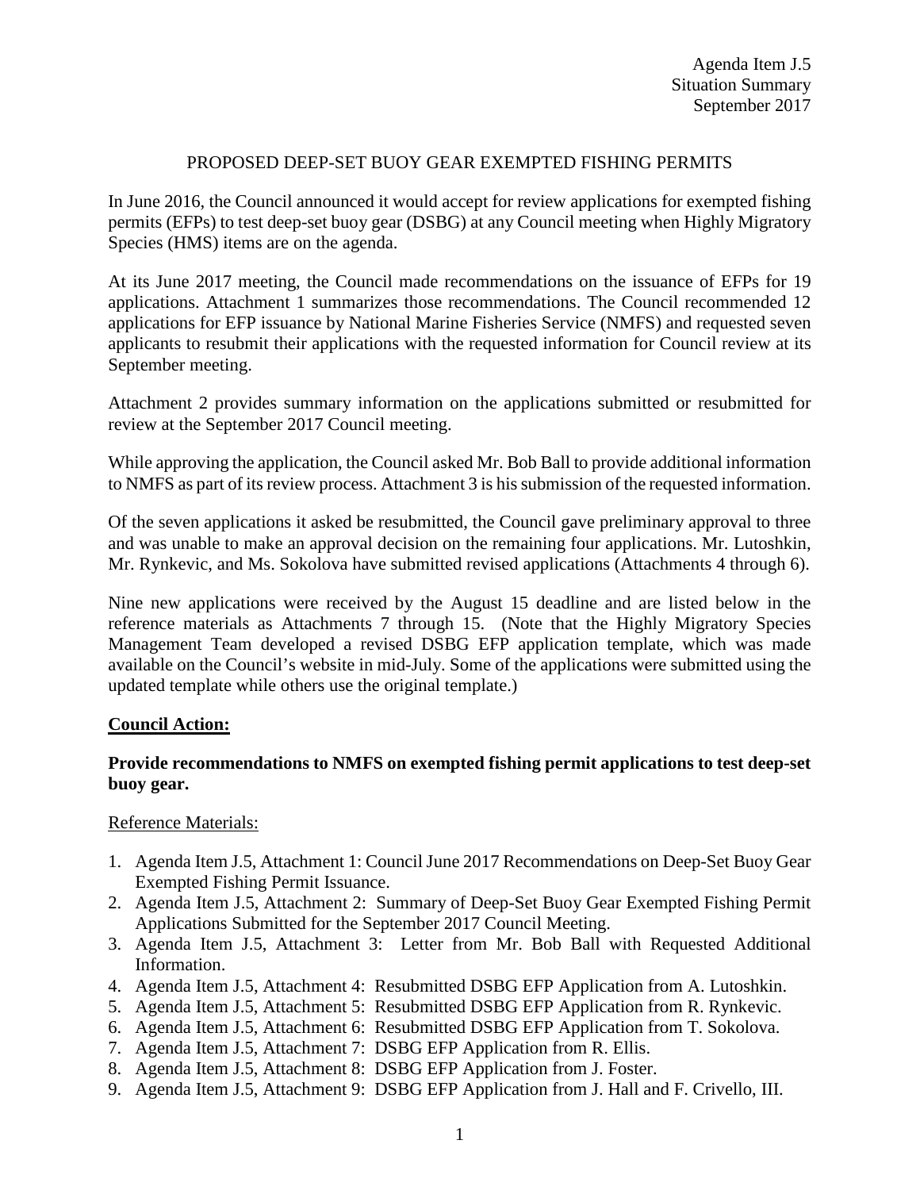Agenda Item J.5
Situation Summary
September 2017

# PROPOSED DEEP-SET BUOY GEAR EXEMPTED FISHING PERMITS

In June 2016, the Council announced it would accept for review applications for exempted fishing permits (EFPs) to test deep-set buoy gear (DSBG) at any Council meeting when Highly Migratory Species (HMS) items are on the agenda.

At its June 2017 meeting, the Council made recommendations on the issuance of EFPs for 19 applications. Attachment 1 summarizes those recommendations. The Council recommended 12 applications for EFP issuance by National Marine Fisheries Service (NMFS) and requested seven applicants to resubmit their applications with the requested information for Council review at its September meeting.

Attachment 2 provides summary information on the applications submitted or resubmitted for review at the September 2017 Council meeting.

While approving the application, the Council asked Mr. Bob Ball to provide additional information to NMFS as part of its review process. Attachment 3 is his submission of the requested information.

Of the seven applications it asked be resubmitted, the Council gave preliminary approval to three and was unable to make an approval decision on the remaining four applications. Mr. Lutoshkin, Mr. Rynkevic, and Ms. Sokolova have submitted revised applications (Attachments 4 through 6).

Nine new applications were received by the August 15 deadline and are listed below in the reference materials as Attachments 7 through 15. (Note that the Highly Migratory Species Management Team developed a revised DSBG EFP application template, which was made available on the Council's website in mid-July. Some of the applications were submitted using the updated template while others use the original template.)

## Council Action:

**Provide recommendations to NMFS on exempted fishing permit applications to test deep-set buoy gear.**

Reference Materials:

1. Agenda Item J.5, Attachment 1: Council June 2017 Recommendations on Deep-Set Buoy Gear Exempted Fishing Permit Issuance.
2. Agenda Item J.5, Attachment 2: Summary of Deep-Set Buoy Gear Exempted Fishing Permit Applications Submitted for the September 2017 Council Meeting.
3. Agenda Item J.5, Attachment 3: Letter from Mr. Bob Ball with Requested Additional Information.
4. Agenda Item J.5, Attachment 4: Resubmitted DSBG EFP Application from A. Lutoshkin.
5. Agenda Item J.5, Attachment 5: Resubmitted DSBG EFP Application from R. Rynkevic.
6. Agenda Item J.5, Attachment 6: Resubmitted DSBG EFP Application from T. Sokolova.
7. Agenda Item J.5, Attachment 7: DSBG EFP Application from R. Ellis.
8. Agenda Item J.5, Attachment 8: DSBG EFP Application from J. Foster.
9. Agenda Item J.5, Attachment 9: DSBG EFP Application from J. Hall and F. Crivello, III.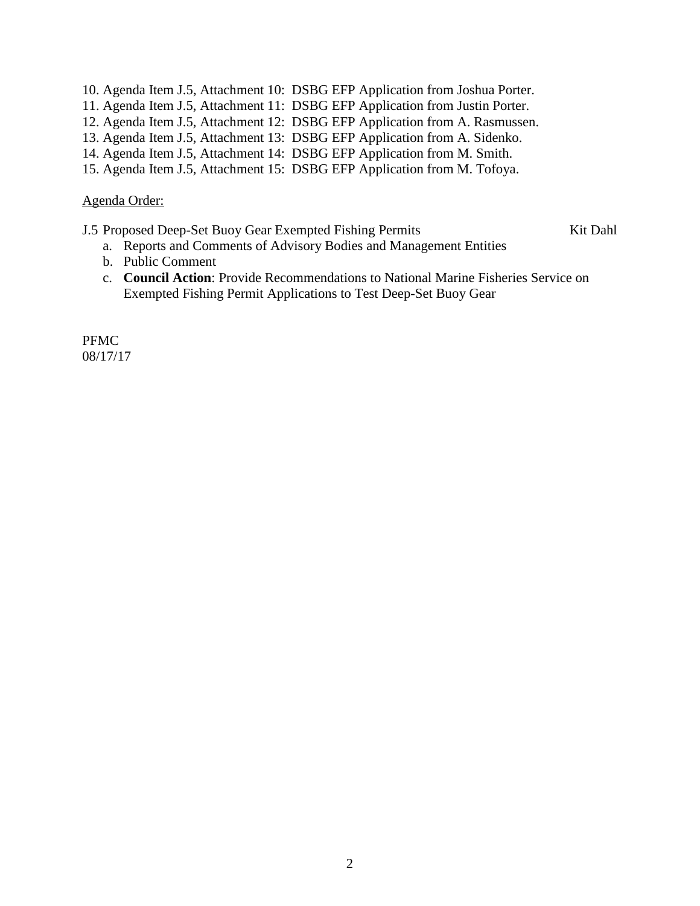10. Agenda Item J.5, Attachment 10: DSBG EFP Application from Joshua Porter.
11. Agenda Item J.5, Attachment 11: DSBG EFP Application from Justin Porter.
12. Agenda Item J.5, Attachment 12: DSBG EFP Application from A. Rasmussen.
13. Agenda Item J.5, Attachment 13: DSBG EFP Application from A. Sidenko.
14. Agenda Item J.5, Attachment 14: DSBG EFP Application from M. Smith.
15. Agenda Item J.5, Attachment 15: DSBG EFP Application from M. Tofoya.

Agenda Order:

J.5 Proposed Deep-Set Buoy Gear Exempted Fishing Permits — Kit Dahl

a. Reports and Comments of Advisory Bodies and Management Entities
b. Public Comment
c. **Council Action**: Provide Recommendations to National Marine Fisheries Service on Exempted Fishing Permit Applications to Test Deep-Set Buoy Gear

PFMC
08/17/17